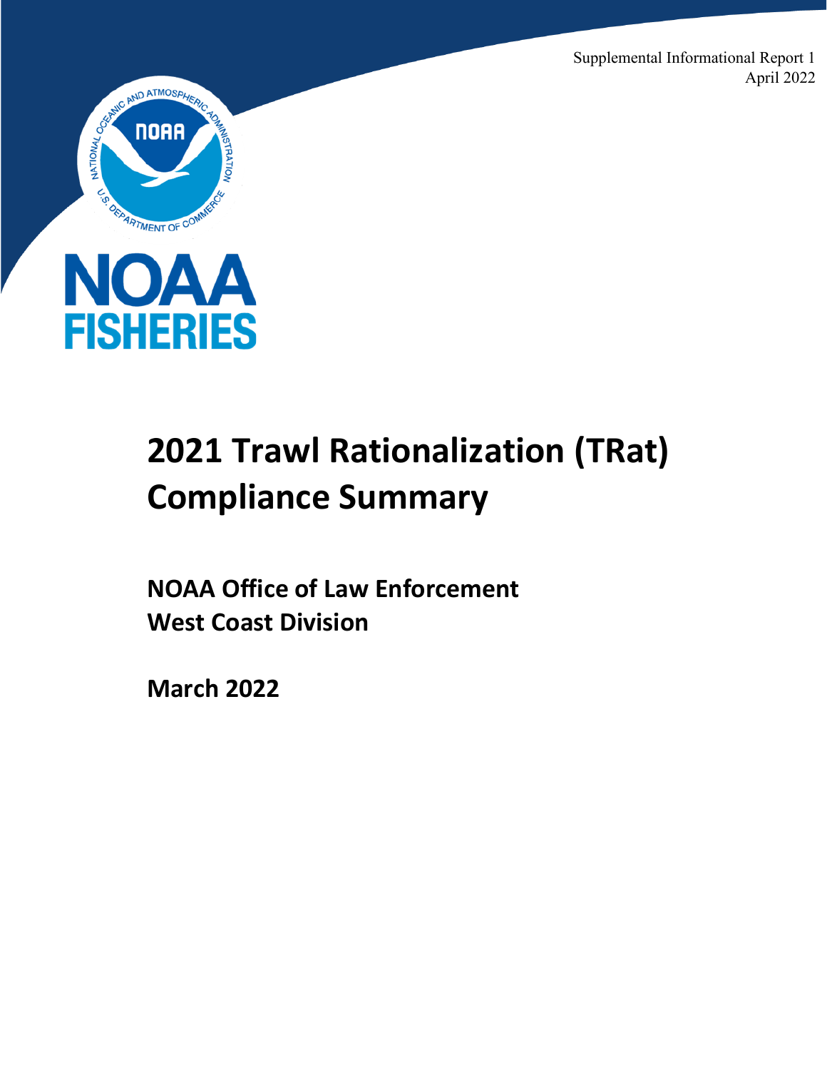Supplemental Informational Report 1
April 2022

NOAA FISHERIES

# 2021 Trawl Rationalization (TRat) Compliance Summary

## NOAA Office of Law Enforcement West Coast Division

## March 2022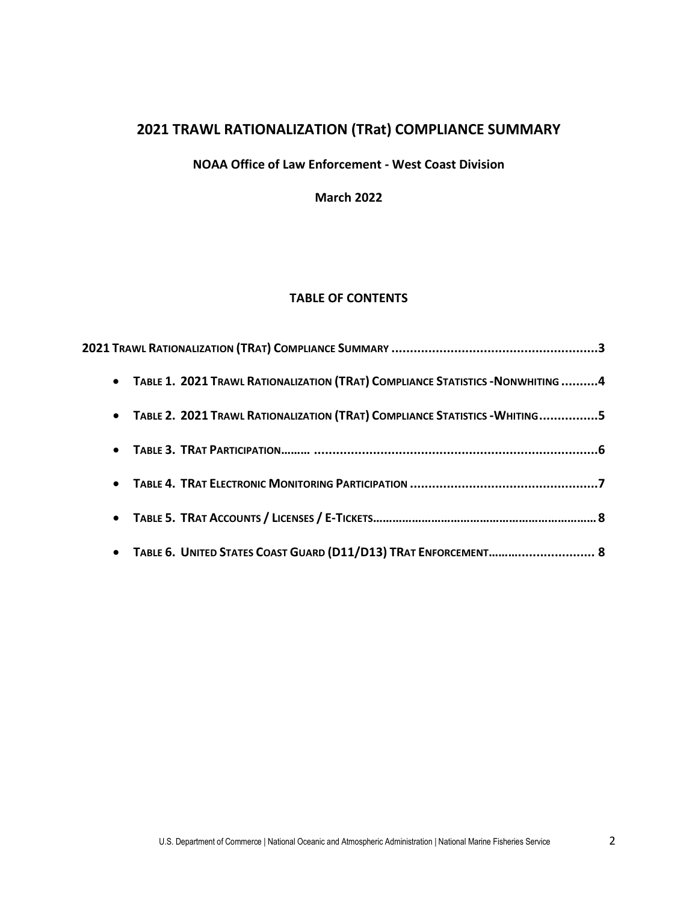# 2021 TRAWL RATIONALIZATION (TRat) COMPLIANCE SUMMARY

**NOAA Office of Law Enforcement - West Coast Division**

**March 2022**

## TABLE OF CONTENTS

**2021 TRAWL RATIONALIZATION (TRAT) COMPLIANCE SUMMARY ........................................................3**

- **TABLE 1. 2021 TRAWL RATIONALIZATION (TRAT) COMPLIANCE STATISTICS -NONWHITING ..........4**
- **TABLE 2. 2021 TRAWL RATIONALIZATION (TRAT) COMPLIANCE STATISTICS -WHITING................5**
- **TABLE 3. TRAT PARTICIPATION……… ............................................................................6**
- **TABLE 4. TRAT ELECTRONIC MONITORING PARTICIPATION ..................................................7**
- **TABLE 5. TRAT ACCOUNTS / LICENSES / E-TICKETS……………………………………………………………… 8**
- **TABLE 6. UNITED STATES COAST GUARD (D11/D13) TRAT ENFORCEMENT…….…..................... 8**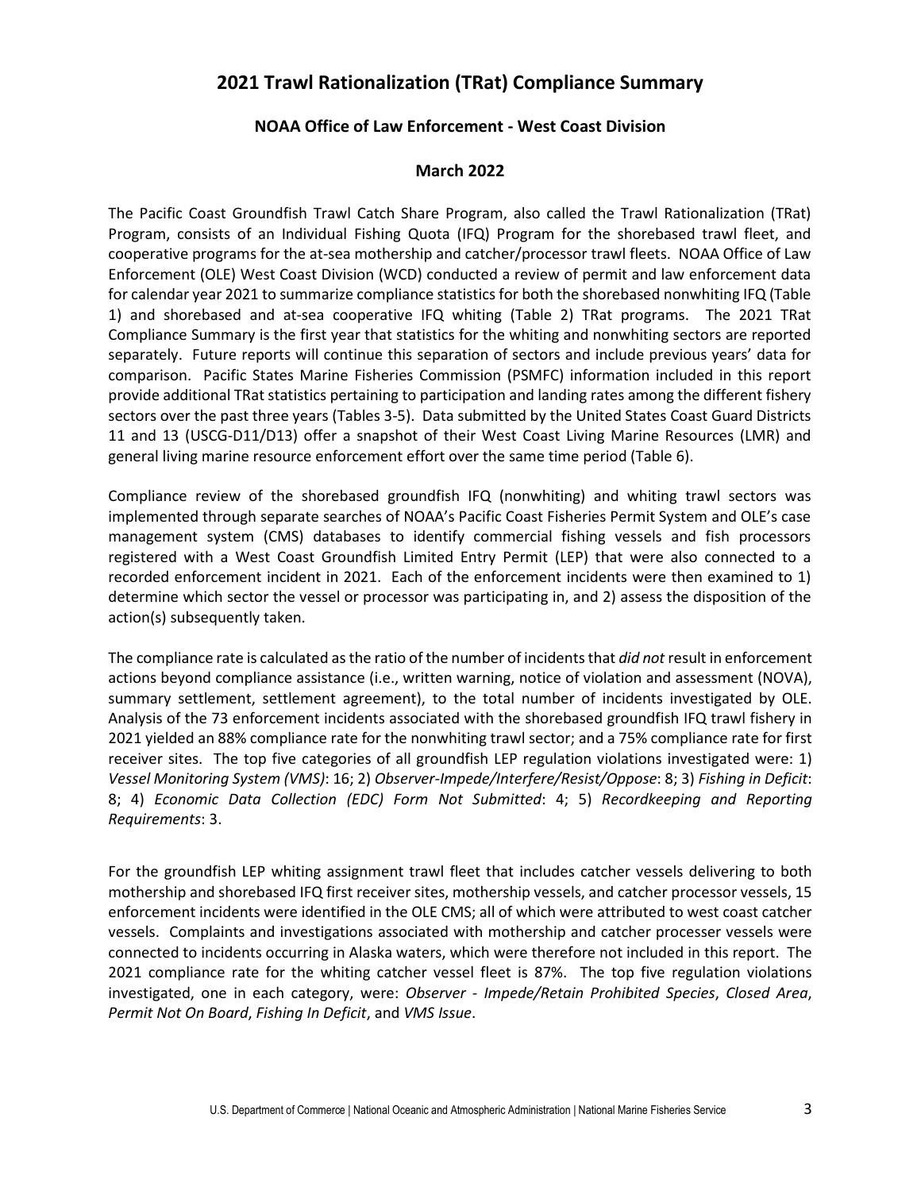# 2021 Trawl Rationalization (TRat) Compliance Summary

### NOAA Office of Law Enforcement - West Coast Division

### March 2022

The Pacific Coast Groundfish Trawl Catch Share Program, also called the Trawl Rationalization (TRat) Program, consists of an Individual Fishing Quota (IFQ) Program for the shorebased trawl fleet, and cooperative programs for the at-sea mothership and catcher/processor trawl fleets. NOAA Office of Law Enforcement (OLE) West Coast Division (WCD) conducted a review of permit and law enforcement data for calendar year 2021 to summarize compliance statistics for both the shorebased nonwhiting IFQ (Table 1) and shorebased and at-sea cooperative IFQ whiting (Table 2) TRat programs. The 2021 TRat Compliance Summary is the first year that statistics for the whiting and nonwhiting sectors are reported separately. Future reports will continue this separation of sectors and include previous years' data for comparison. Pacific States Marine Fisheries Commission (PSMFC) information included in this report provide additional TRat statistics pertaining to participation and landing rates among the different fishery sectors over the past three years (Tables 3-5). Data submitted by the United States Coast Guard Districts 11 and 13 (USCG-D11/D13) offer a snapshot of their West Coast Living Marine Resources (LMR) and general living marine resource enforcement effort over the same time period (Table 6).

Compliance review of the shorebased groundfish IFQ (nonwhiting) and whiting trawl sectors was implemented through separate searches of NOAA's Pacific Coast Fisheries Permit System and OLE's case management system (CMS) databases to identify commercial fishing vessels and fish processors registered with a West Coast Groundfish Limited Entry Permit (LEP) that were also connected to a recorded enforcement incident in 2021. Each of the enforcement incidents were then examined to 1) determine which sector the vessel or processor was participating in, and 2) assess the disposition of the action(s) subsequently taken.

The compliance rate is calculated as the ratio of the number of incidents that *did not* result in enforcement actions beyond compliance assistance (i.e., written warning, notice of violation and assessment (NOVA), summary settlement, settlement agreement), to the total number of incidents investigated by OLE. Analysis of the 73 enforcement incidents associated with the shorebased groundfish IFQ trawl fishery in 2021 yielded an 88% compliance rate for the nonwhiting trawl sector; and a 75% compliance rate for first receiver sites. The top five categories of all groundfish LEP regulation violations investigated were: 1) *Vessel Monitoring System (VMS)*: 16; 2) *Observer-Impede/Interfere/Resist/Oppose*: 8; 3) *Fishing in Deficit*: 8; 4) *Economic Data Collection (EDC) Form Not Submitted*: 4; 5) *Recordkeeping and Reporting Requirements*: 3.

For the groundfish LEP whiting assignment trawl fleet that includes catcher vessels delivering to both mothership and shorebased IFQ first receiver sites, mothership vessels, and catcher processor vessels, 15 enforcement incidents were identified in the OLE CMS; all of which were attributed to west coast catcher vessels. Complaints and investigations associated with mothership and catcher processer vessels were connected to incidents occurring in Alaska waters, which were therefore not included in this report. The 2021 compliance rate for the whiting catcher vessel fleet is 87%. The top five regulation violations investigated, one in each category, were: *Observer - Impede/Retain Prohibited Species*, *Closed Area*, *Permit Not On Board*, *Fishing In Deficit*, and *VMS Issue*.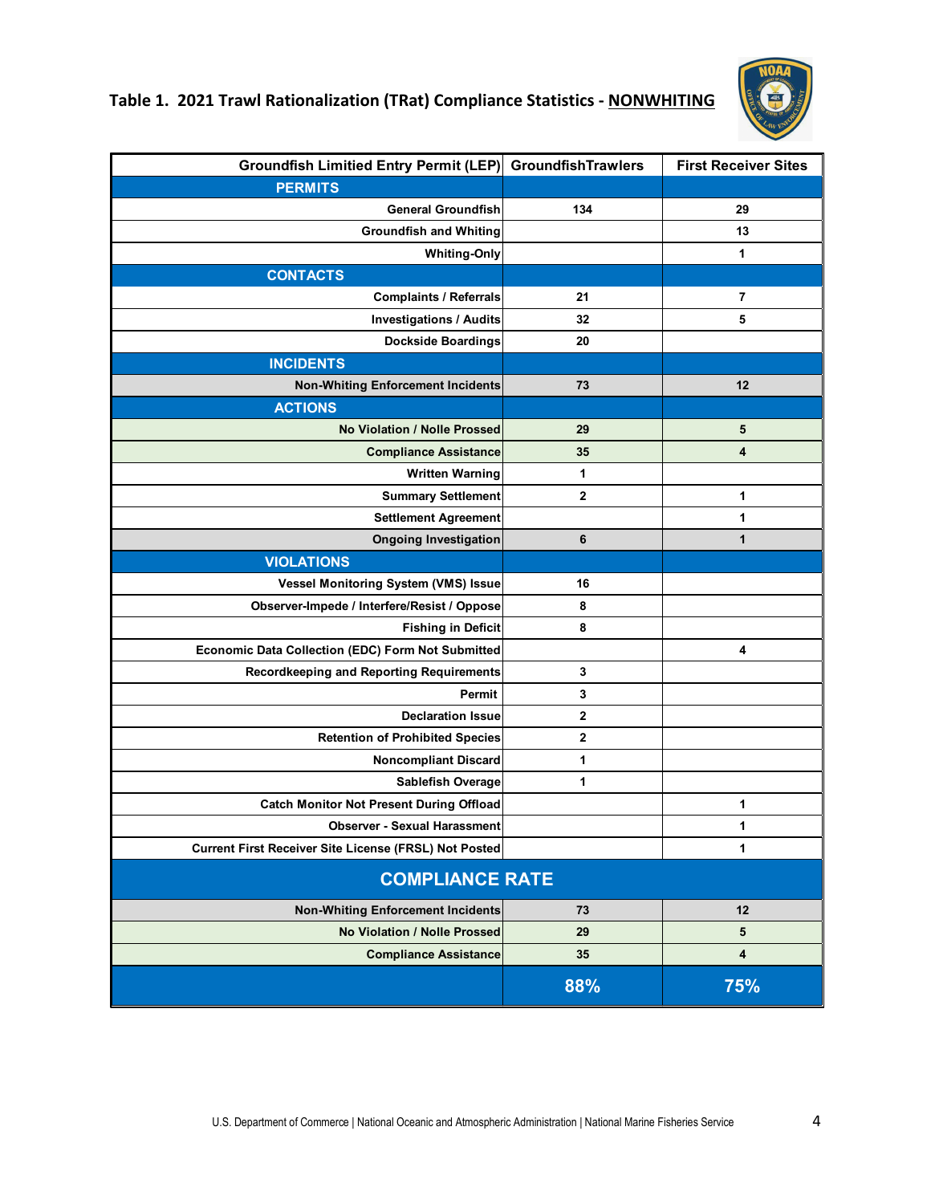## Table 1. 2021 Trawl Rationalization (TRat) Compliance Statistics - NONWHITING

| Groundfish Limitied Entry Permit (LEP) | GroundfishTrawlers | First Receiver Sites |
|---|---|---|
| **PERMITS** | | |
| General Groundfish | 134 | 29 |
| Groundfish and Whiting | | 13 |
| Whiting-Only | | 1 |
| **CONTACTS** | | |
| Complaints / Referrals | 21 | 7 |
| Investigations / Audits | 32 | 5 |
| Dockside Boardings | 20 | |
| **INCIDENTS** | | |
| Non-Whiting Enforcement Incidents | 73 | 12 |
| **ACTIONS** | | |
| No Violation / Nolle Prossed | 29 | 5 |
| Compliance Assistance | 35 | 4 |
| Written Warning | 1 | |
| Summary Settlement | 2 | 1 |
| Settlement Agreement | | 1 |
| Ongoing Investigation | 6 | 1 |
| **VIOLATIONS** | | |
| Vessel Monitoring System (VMS) Issue | 16 | |
| Observer-Impede / Interfere/Resist / Oppose | 8 | |
| Fishing in Deficit | 8 | |
| Economic Data Collection (EDC) Form Not Submitted | | 4 |
| Recordkeeping and Reporting Requirements | 3 | |
| Permit | 3 | |
| Declaration Issue | 2 | |
| Retention of Prohibited Species | 2 | |
| Noncompliant Discard | 1 | |
| Sablefish Overage | 1 | |
| Catch Monitor Not Present During Offload | | 1 |
| Observer - Sexual Harassment | | 1 |
| Current First Receiver Site License (FRSL) Not Posted | | 1 |
| **COMPLIANCE RATE** | | |
| Non-Whiting Enforcement Incidents | 73 | 12 |
| No Violation / Nolle Prossed | 29 | 5 |
| Compliance Assistance | 35 | 4 |
| | **88%** | **75%** |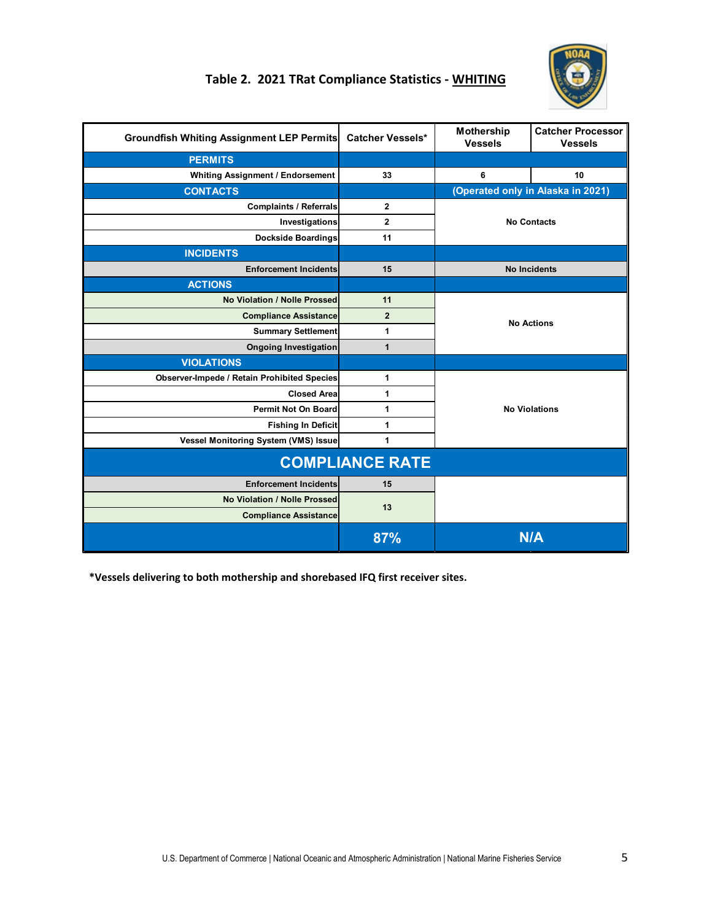## Table 2. 2021 TRat Compliance Statistics - WHITING

| Groundfish Whiting Assignment LEP Permits | Catcher Vessels* | Mothership Vessels | Catcher Processor Vessels |
|---|---|---|---|
| **PERMITS** | | | |
| Whiting Assignment / Endorsement | 33 | 6 | 10 |
| **CONTACTS** | | (Operated only in Alaska in 2021) | |
| Complaints / Referrals | 2 | No Contacts | |
| Investigations | 2 | | |
| Dockside Boardings | 11 | | |
| **INCIDENTS** | | | |
| Enforcement Incidents | 15 | No Incidents | |
| **ACTIONS** | | | |
| No Violation / Nolle Prossed | 11 | No Actions | |
| Compliance Assistance | 2 | | |
| Summary Settlement | 1 | | |
| Ongoing Investigation | 1 | | |
| **VIOLATIONS** | | | |
| Observer-Impede / Retain Prohibited Species | 1 | No Violations | |
| Closed Area | 1 | | |
| Permit Not On Board | 1 | | |
| Fishing In Deficit | 1 | | |
| Vessel Monitoring System (VMS) Issue | 1 | | |
| **COMPLIANCE RATE** | | | |
| Enforcement Incidents | 15 | | |
| No Violation / Nolle Prossed | 13 | | |
| Compliance Assistance | | | |
| | **87%** | **N/A** | |

**\*Vessels delivering to both mothership and shorebased IFQ first receiver sites.**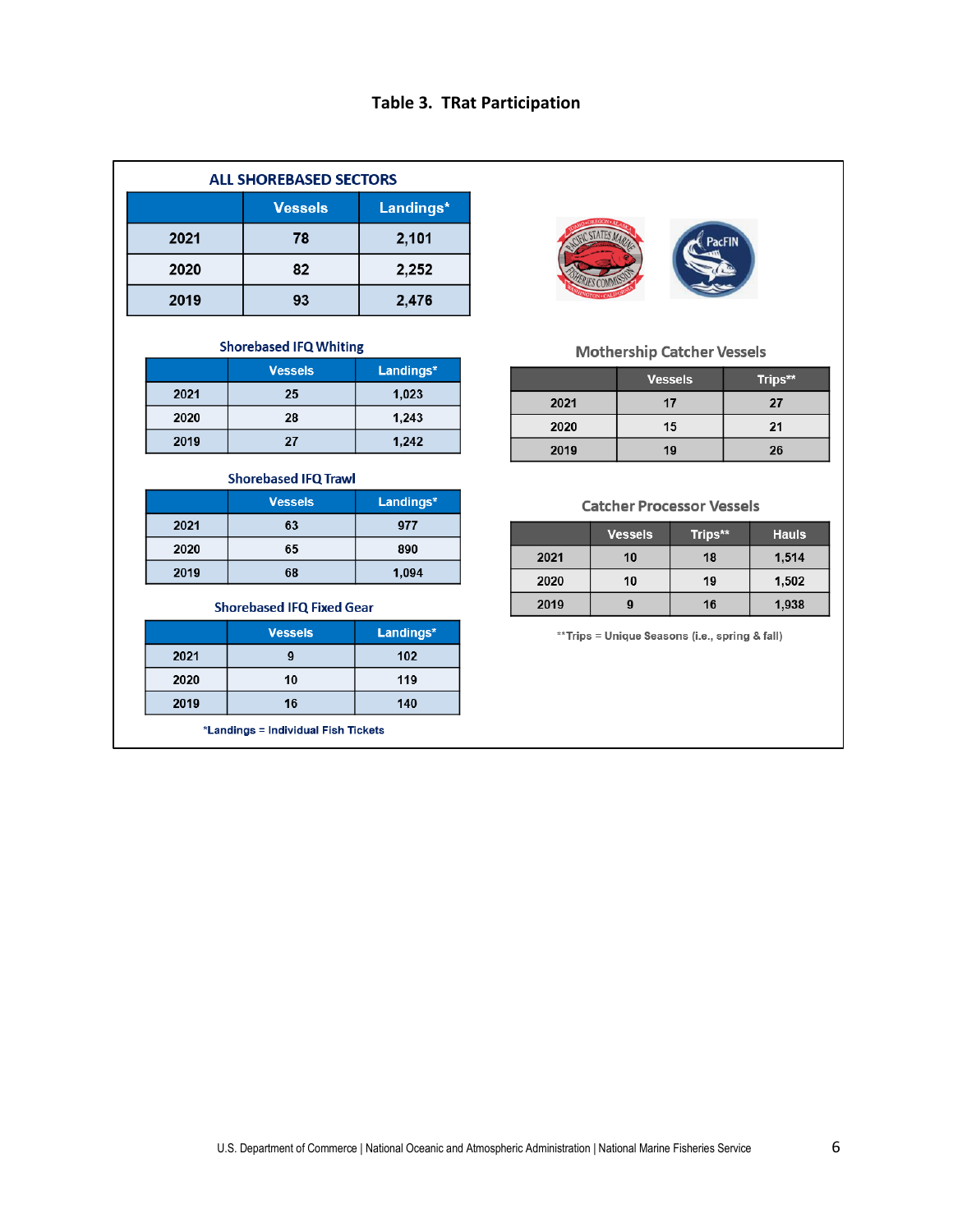# Table 3. TRat Participation

### ALL SHOREBASED SECTORS

| | Vessels | Landings* |
|---|---|---|
| 2021 | 78 | 2,101 |
| 2020 | 82 | 2,252 |
| 2019 | 93 | 2,476 |

### Shorebased IFQ Whiting

| | Vessels | Landings* |
|---|---|---|
| 2021 | 25 | 1,023 |
| 2020 | 28 | 1,243 |
| 2019 | 27 | 1,242 |

### Shorebased IFQ Trawl

| | Vessels | Landings* |
|---|---|---|
| 2021 | 63 | 977 |
| 2020 | 65 | 890 |
| 2019 | 68 | 1,094 |

### Shorebased IFQ Fixed Gear

| | Vessels | Landings* |
|---|---|---|
| 2021 | 9 | 102 |
| 2020 | 10 | 119 |
| 2019 | 16 | 140 |

*Landings = Individual Fish Tickets

### Mothership Catcher Vessels

| | Vessels | Trips** |
|---|---|---|
| 2021 | 17 | 27 |
| 2020 | 15 | 21 |
| 2019 | 19 | 26 |

### Catcher Processor Vessels

| | Vessels | Trips** | Hauls |
|---|---|---|---|
| 2021 | 10 | 18 | 1,514 |
| 2020 | 10 | 19 | 1,502 |
| 2019 | 9 | 16 | 1,938 |

**Trips = Unique Seasons (i.e., spring & fall)

U.S. Department of Commerce | National Oceanic and Atmospheric Administration | National Marine Fisheries Service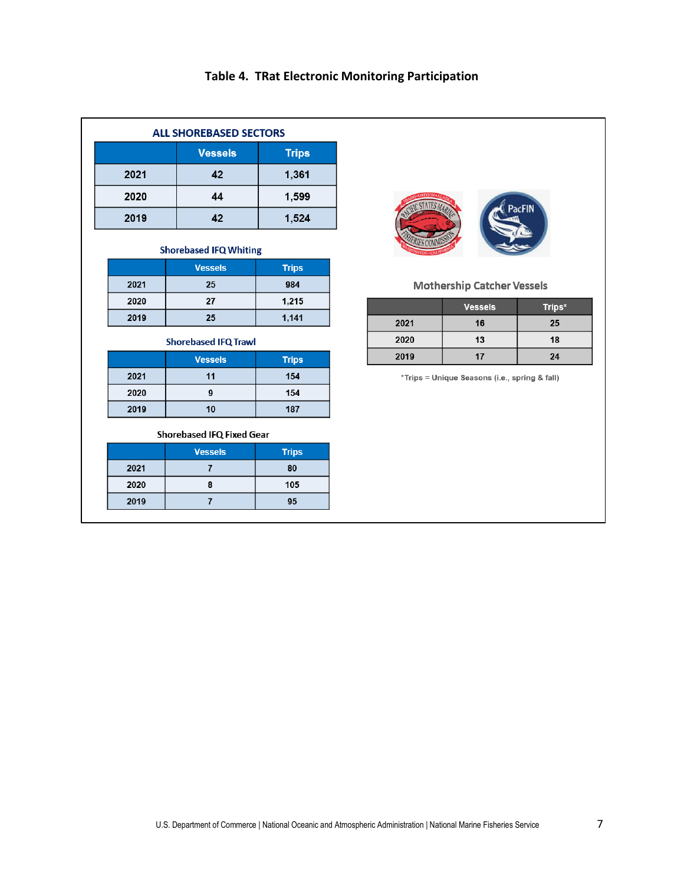## Table 4. TRat Electronic Monitoring Participation

### ALL SHOREBASED SECTORS

| | Vessels | Trips |
|---|---|---|
| 2021 | 42 | 1,361 |
| 2020 | 44 | 1,599 |
| 2019 | 42 | 1,524 |

### Shorebased IFQ Whiting

| | Vessels | Trips |
|---|---|---|
| 2021 | 25 | 984 |
| 2020 | 27 | 1,215 |
| 2019 | 25 | 1,141 |

### Shorebased IFQ Trawl

| | Vessels | Trips |
|---|---|---|
| 2021 | 11 | 154 |
| 2020 | 9 | 154 |
| 2019 | 10 | 187 |

### Shorebased IFQ Fixed Gear

| | Vessels | Trips |
|---|---|---|
| 2021 | 7 | 80 |
| 2020 | 8 | 105 |
| 2019 | 7 | 95 |

### Mothership Catcher Vessels

| | Vessels | Trips* |
|---|---|---|
| 2021 | 16 | 25 |
| 2020 | 13 | 18 |
| 2019 | 17 | 24 |

*Trips = Unique Seasons (i.e., spring & fall)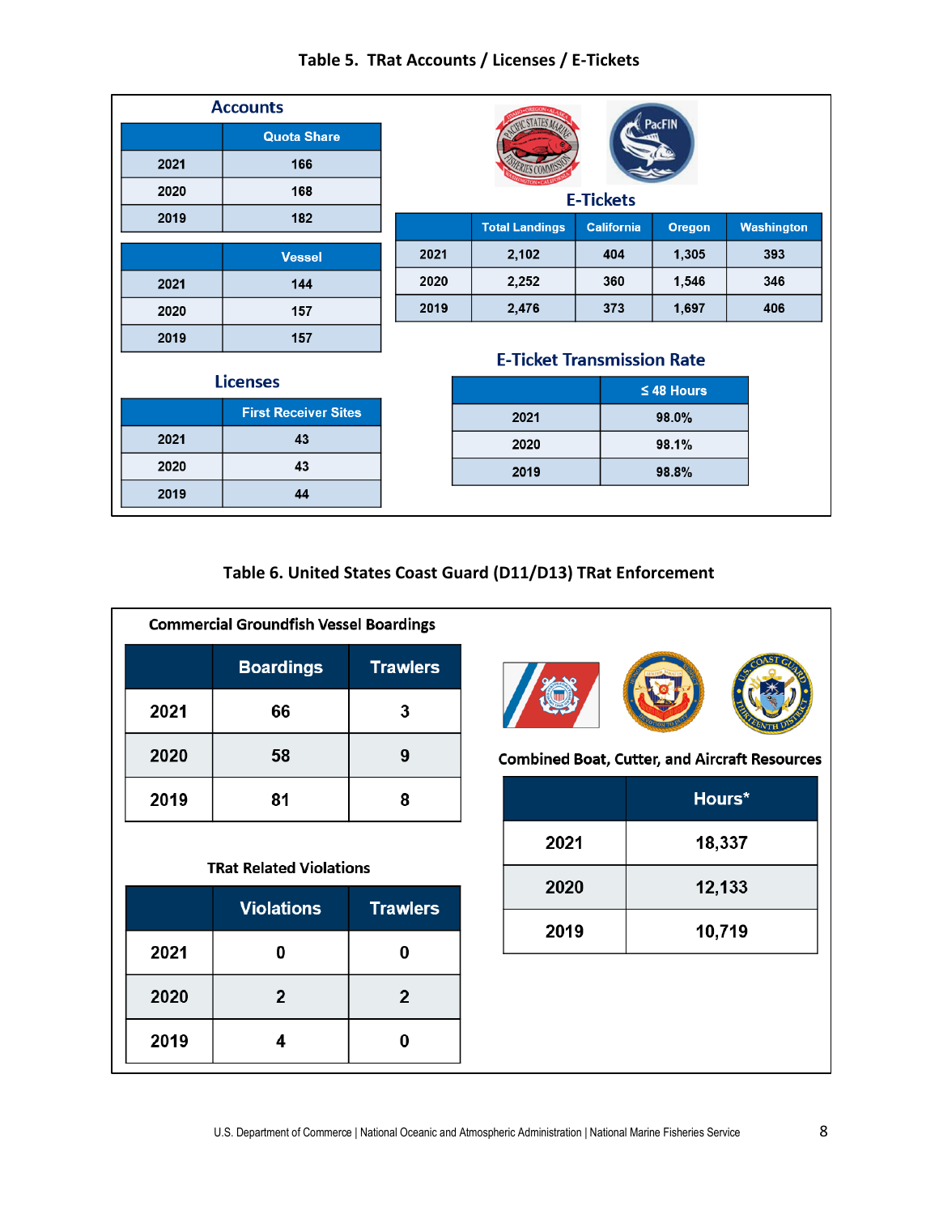## Table 5. TRat Accounts / Licenses / E-Tickets

### Accounts

| | Quota Share |
|---|---|
| 2021 | 166 |
| 2020 | 168 |
| 2019 | 182 |

| | Vessel |
|---|---|
| 2021 | 144 |
| 2020 | 157 |
| 2019 | 157 |

### Licenses

| | First Receiver Sites |
|---|---|
| 2021 | 43 |
| 2020 | 43 |
| 2019 | 44 |

### E-Tickets

| | Total Landings | California | Oregon | Washington |
|---|---|---|---|---|
| 2021 | 2,102 | 404 | 1,305 | 393 |
| 2020 | 2,252 | 360 | 1,546 | 346 |
| 2019 | 2,476 | 373 | 1,697 | 406 |

### E-Ticket Transmission Rate

| | ≤ 48 Hours |
|---|---|
| 2021 | 98.0% |
| 2020 | 98.1% |
| 2019 | 98.8% |

## Table 6. United States Coast Guard (D11/D13) TRat Enforcement

### Commercial Groundfish Vessel Boardings

| | Boardings | Trawlers |
|---|---|---|
| 2021 | 66 | 3 |
| 2020 | 58 | 9 |
| 2019 | 81 | 8 |

### TRat Related Violations

| | Violations | Trawlers |
|---|---|---|
| 2021 | 0 | 0 |
| 2020 | 2 | 2 |
| 2019 | 4 | 0 |

### Combined Boat, Cutter, and Aircraft Resources

| | Hours* |
|---|---|
| 2021 | 18,337 |
| 2020 | 12,133 |
| 2019 | 10,719 |